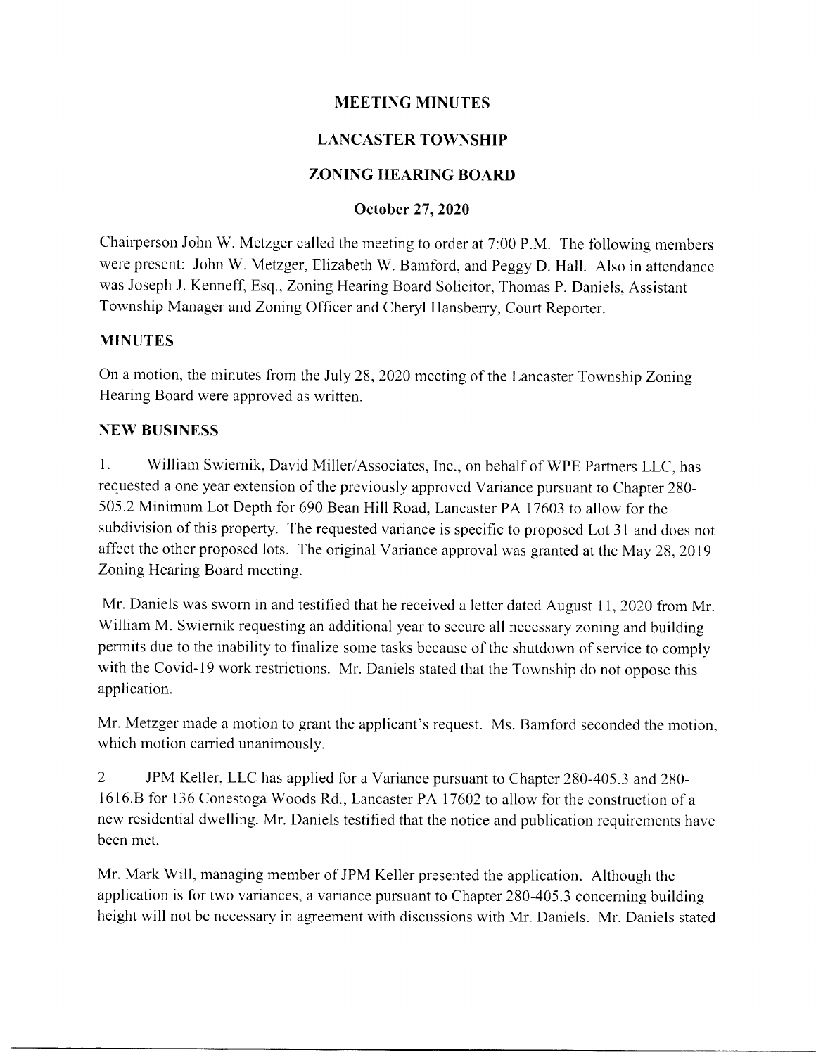# MEETING MINUTES

## LANCASTER TOWNSHIP

## ZONING HEARING BOARD

### October 27, 2020

Chairperson John W. Metzger called the meeting to order at 7:00 P.M. The following members were present: John W. Metzger, Elizabeth W. Bamford, and Peggy D. Hall. Also in attendance was Joseph J. Kenneff, Esq., Zoning Hearing Board Solicitor, Thomas P. Daniels, Assistant Township Manager and Zoning Officer and Cheryl Hansberry, Court Reporter.

**MINUTES**

On a motion, the minutes from the July 28, 2020 meeting of the Lancaster Township Zoning Hearing Board were approved as written.

**NEW BUSINESS**

1. William Swiernik, David Miller/Associates, Inc., on behalf of WPE Partners LLC, has requested a one year extension of the previously approved Variance pursuant to Chapter 280-505.2 Minimum Lot Depth for 690 Bean Hill Road, Lancaster PA 17603 to allow for the subdivision of this property. The requested variance is specific to proposed Lot 31 and does not affect the other proposed lots. The original Variance approval was granted at the May 28, 2019 Zoning Hearing Board meeting.

Mr. Daniels was sworn in and testified that he received a letter dated August 11, 2020 from Mr. William M. Swiernik requesting an additional year to secure all necessary zoning and building permits due to the inability to finalize some tasks because of the shutdown of service to comply with the Covid-19 work restrictions. Mr. Daniels stated that the Township do not oppose this application.

Mr. Metzger made a motion to grant the applicant's request. Ms. Bamford seconded the motion, which motion carried unanimously.

2 JPM Keller, LLC has applied for a Variance pursuant to Chapter 280-405.3 and 280-1616.B for 136 Conestoga Woods Rd., Lancaster PA 17602 to allow for the construction of a new residential dwelling. Mr. Daniels testified that the notice and publication requirements have been met.

Mr. Mark Will, managing member of JPM Keller presented the application. Although the application is for two variances, a variance pursuant to Chapter 280-405.3 concerning building height will not be necessary in agreement with discussions with Mr. Daniels. Mr. Daniels stated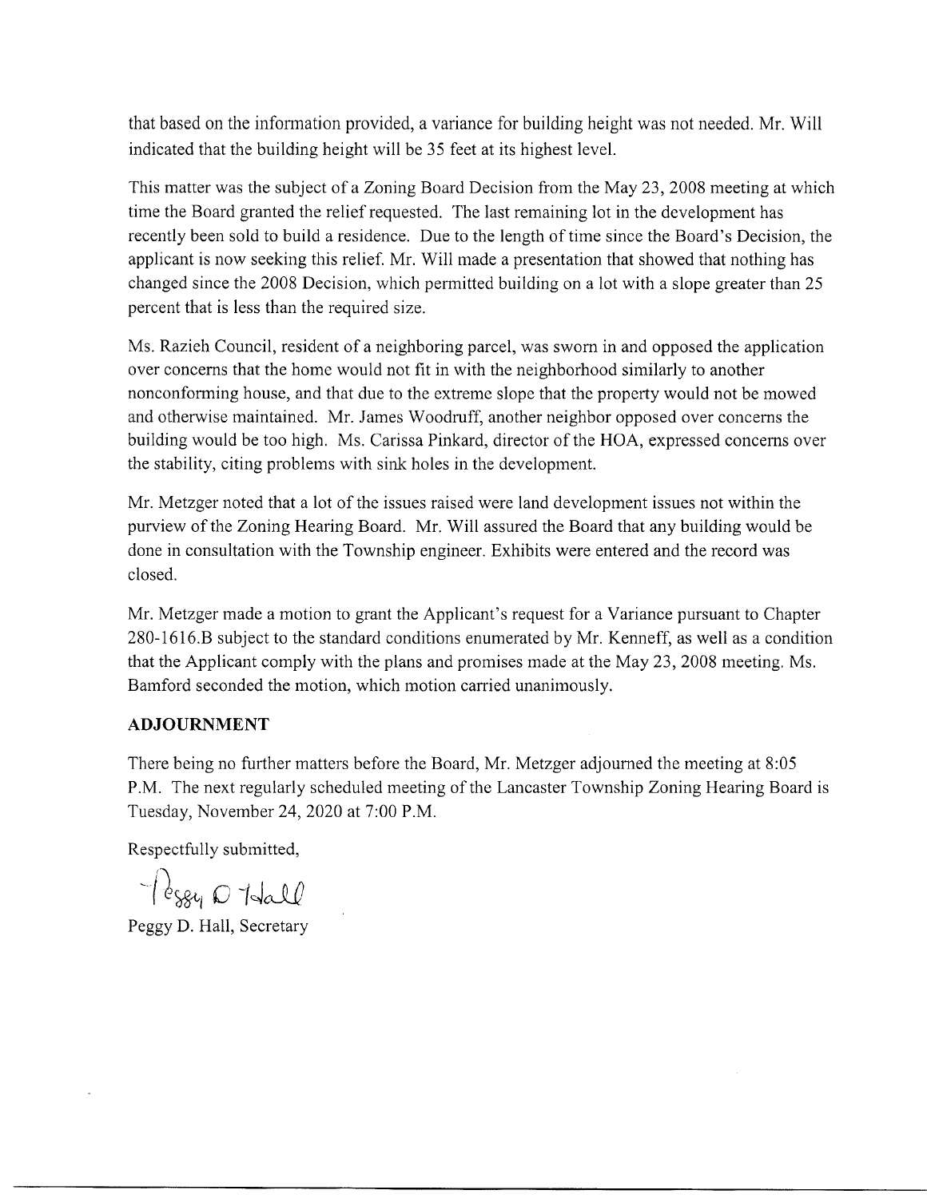that based on the information provided, a variance for building height was not needed. Mr. Will indicated that the building height will be 35 feet at its highest level.

This matter was the subject of a Zoning Board Decision from the May 23, 2008 meeting at which time the Board granted the relief requested. The last remaining lot in the development has recently been sold to build a residence. Due to the length of time since the Board's Decision, the applicant is now seeking this relief. Mr. Will made a presentation that showed that nothing has changed since the 2008 Decision, which permitted building on a lot with a slope greater than 25 percent that is less than the required size.

Ms. Razieh Council, resident of a neighboring parcel, was sworn in and opposed the application over concerns that the home would not fit in with the neighborhood similarly to another nonconforming house, and that due to the extreme slope that the property would not be mowed and otherwise maintained. Mr. James Woodruff, another neighbor opposed over concerns the building would be too high. Ms. Carissa Pinkard, director of the HOA, expressed concerns over the stability, citing problems with sink holes in the development.

Mr. Metzger noted that a lot of the issues raised were land development issues not within the purview of the Zoning Hearing Board. Mr. Will assured the Board that any building would be done in consultation with the Township engineer. Exhibits were entered and the record was closed.

Mr. Metzger made a motion to grant the Applicant's request for a Variance pursuant to Chapter 280-1616.B subject to the standard conditions enumerated by Mr. Kenneff, as well as a condition that the Applicant comply with the plans and promises made at the May 23, 2008 meeting. Ms. Bamford seconded the motion, which motion carried unanimously.

## ADJOURNMENT

There being no further matters before the Board, Mr. Metzger adjourned the meeting at 8:05 P.M. The next regularly scheduled meeting of the Lancaster Township Zoning Hearing Board is Tuesday, November 24, 2020 at 7:00 P.M.

Respectfully submitted,

Peggy D. Hall

Peggy D. Hall, Secretary